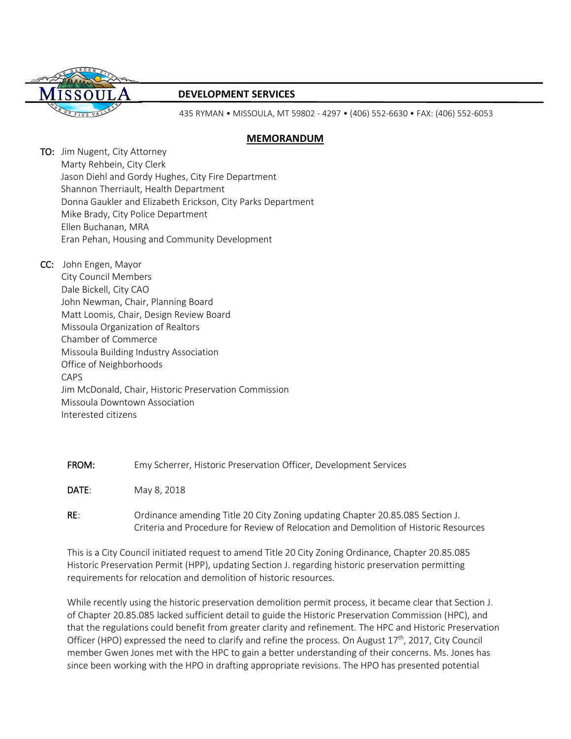**DEVELOPMENT SERVICES**

435 RYMAN • MISSOULA, MT 59802 - 4297 • (406) 552-6630 • FAX: (406) 552-6053

## MEMORANDUM

**TO:** Jim Nugent, City Attorney
Marty Rehbein, City Clerk
Jason Diehl and Gordy Hughes, City Fire Department
Shannon Therriault, Health Department
Donna Gaukler and Elizabeth Erickson, City Parks Department
Mike Brady, City Police Department
Ellen Buchanan, MRA
Eran Pehan, Housing and Community Development

**CC:** John Engen, Mayor
City Council Members
Dale Bickell, City CAO
John Newman, Chair, Planning Board
Matt Loomis, Chair, Design Review Board
Missoula Organization of Realtors
Chamber of Commerce
Missoula Building Industry Association
Office of Neighborhoods
CAPS
Jim McDonald, Chair, Historic Preservation Commission
Missoula Downtown Association
Interested citizens

**FROM:** Emy Scherrer, Historic Preservation Officer, Development Services

**DATE:** May 8, 2018

**RE:** Ordinance amending Title 20 City Zoning updating Chapter 20.85.085 Section J. Criteria and Procedure for Review of Relocation and Demolition of Historic Resources

This is a City Council initiated request to amend Title 20 City Zoning Ordinance, Chapter 20.85.085 Historic Preservation Permit (HPP), updating Section J. regarding historic preservation permitting requirements for relocation and demolition of historic resources.

While recently using the historic preservation demolition permit process, it became clear that Section J. of Chapter 20.85.085 lacked sufficient detail to guide the Historic Preservation Commission (HPC), and that the regulations could benefit from greater clarity and refinement. The HPC and Historic Preservation Officer (HPO) expressed the need to clarify and refine the process. On August 17th, 2017, City Council member Gwen Jones met with the HPC to gain a better understanding of their concerns. Ms. Jones has since been working with the HPO in drafting appropriate revisions. The HPO has presented potential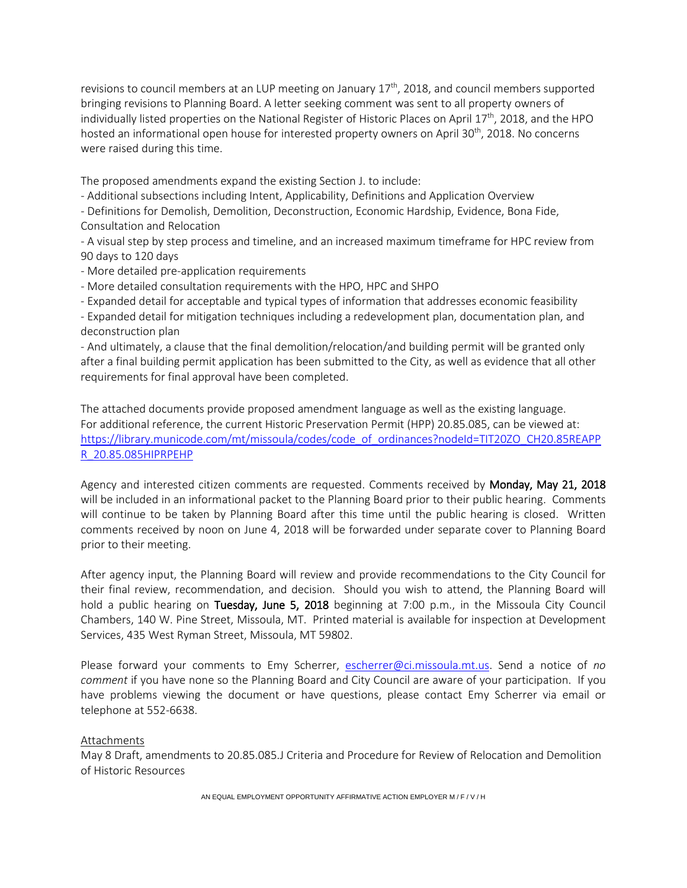revisions to council members at an LUP meeting on January 17th, 2018, and council members supported bringing revisions to Planning Board. A letter seeking comment was sent to all property owners of individually listed properties on the National Register of Historic Places on April 17th, 2018, and the HPO hosted an informational open house for interested property owners on April 30th, 2018. No concerns were raised during this time.

The proposed amendments expand the existing Section J. to include:

- Additional subsections including Intent, Applicability, Definitions and Application Overview
- Definitions for Demolish, Demolition, Deconstruction, Economic Hardship, Evidence, Bona Fide, Consultation and Relocation
- A visual step by step process and timeline, and an increased maximum timeframe for HPC review from 90 days to 120 days
- More detailed pre-application requirements
- More detailed consultation requirements with the HPO, HPC and SHPO
- Expanded detail for acceptable and typical types of information that addresses economic feasibility
- Expanded detail for mitigation techniques including a redevelopment plan, documentation plan, and deconstruction plan
- And ultimately, a clause that the final demolition/relocation/and building permit will be granted only after a final building permit application has been submitted to the City, as well as evidence that all other requirements for final approval have been completed.

The attached documents provide proposed amendment language as well as the existing language. For additional reference, the current Historic Preservation Permit (HPP) 20.85.085, can be viewed at: https://library.municode.com/mt/missoula/codes/code_of_ordinances?nodeId=TIT20ZO_CH20.85REAPPR_20.85.085HIPRPEHP

Agency and interested citizen comments are requested. Comments received by **Monday, May 21, 2018** will be included in an informational packet to the Planning Board prior to their public hearing. Comments will continue to be taken by Planning Board after this time until the public hearing is closed. Written comments received by noon on June 4, 2018 will be forwarded under separate cover to Planning Board prior to their meeting.

After agency input, the Planning Board will review and provide recommendations to the City Council for their final review, recommendation, and decision. Should you wish to attend, the Planning Board will hold a public hearing on **Tuesday, June 5, 2018** beginning at 7:00 p.m., in the Missoula City Council Chambers, 140 W. Pine Street, Missoula, MT. Printed material is available for inspection at Development Services, 435 West Ryman Street, Missoula, MT 59802.

Please forward your comments to Emy Scherrer, escherrer@ci.missoula.mt.us. Send a notice of *no comment* if you have none so the Planning Board and City Council are aware of your participation. If you have problems viewing the document or have questions, please contact Emy Scherrer via email or telephone at 552-6638.

Attachments

May 8 Draft, amendments to 20.85.085.J Criteria and Procedure for Review of Relocation and Demolition of Historic Resources

AN EQUAL EMPLOYMENT OPPORTUNITY AFFIRMATIVE ACTION EMPLOYER M / F / V / H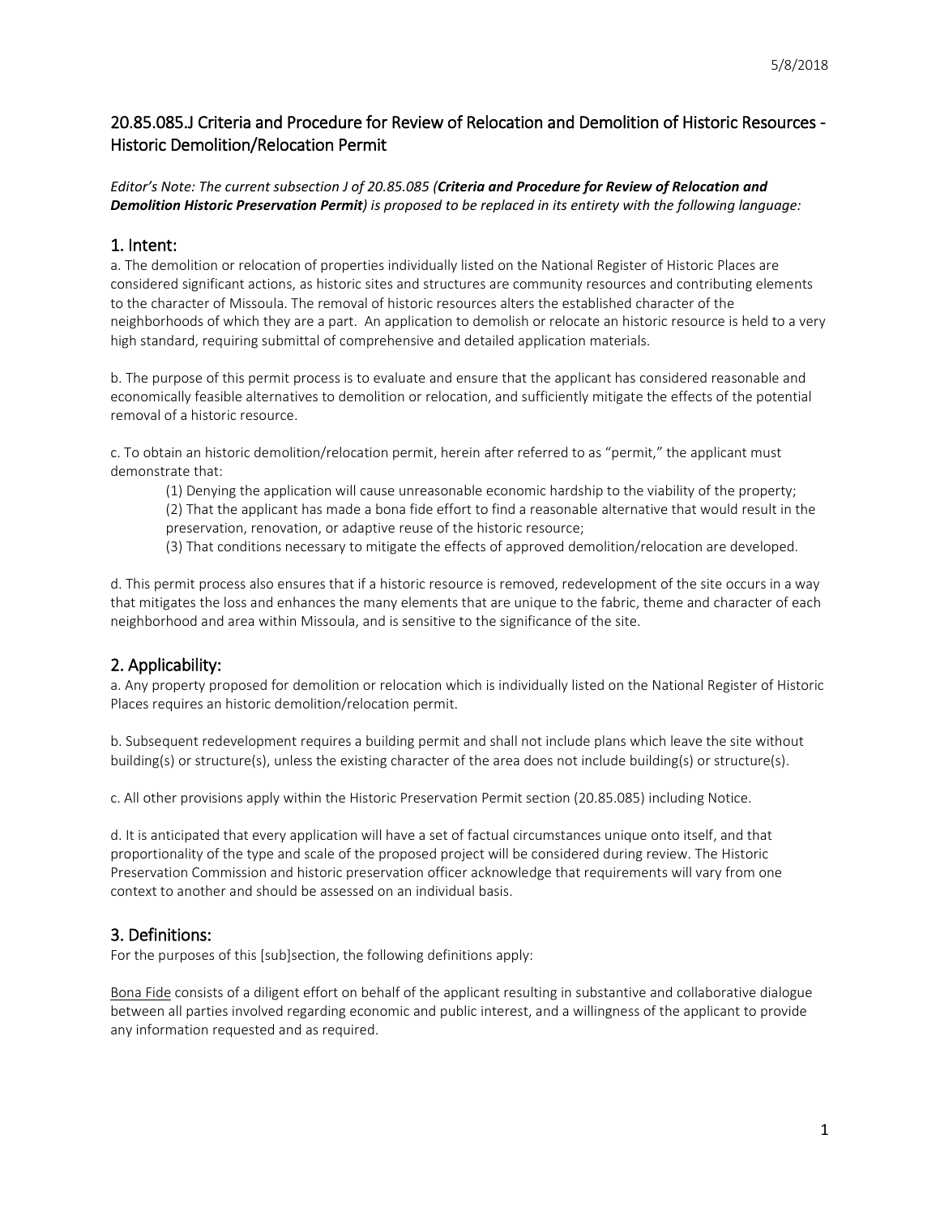## 20.85.085.J Criteria and Procedure for Review of Relocation and Demolition of Historic Resources - Historic Demolition/Relocation Permit

*Editor's Note: The current subsection J of 20.85.085 (**Criteria and Procedure for Review of Relocation and Demolition Historic Preservation Permit**) is proposed to be replaced in its entirety with the following language:*

### 1. Intent:

a. The demolition or relocation of properties individually listed on the National Register of Historic Places are considered significant actions, as historic sites and structures are community resources and contributing elements to the character of Missoula. The removal of historic resources alters the established character of the neighborhoods of which they are a part. An application to demolish or relocate an historic resource is held to a very high standard, requiring submittal of comprehensive and detailed application materials.

b. The purpose of this permit process is to evaluate and ensure that the applicant has considered reasonable and economically feasible alternatives to demolition or relocation, and sufficiently mitigate the effects of the potential removal of a historic resource.

c. To obtain an historic demolition/relocation permit, herein after referred to as "permit," the applicant must demonstrate that:

(1) Denying the application will cause unreasonable economic hardship to the viability of the property;

(2) That the applicant has made a bona fide effort to find a reasonable alternative that would result in the preservation, renovation, or adaptive reuse of the historic resource;

(3) That conditions necessary to mitigate the effects of approved demolition/relocation are developed.

d. This permit process also ensures that if a historic resource is removed, redevelopment of the site occurs in a way that mitigates the loss and enhances the many elements that are unique to the fabric, theme and character of each neighborhood and area within Missoula, and is sensitive to the significance of the site.

### 2. Applicability:

a. Any property proposed for demolition or relocation which is individually listed on the National Register of Historic Places requires an historic demolition/relocation permit.

b. Subsequent redevelopment requires a building permit and shall not include plans which leave the site without building(s) or structure(s), unless the existing character of the area does not include building(s) or structure(s).

c. All other provisions apply within the Historic Preservation Permit section (20.85.085) including Notice.

d. It is anticipated that every application will have a set of factual circumstances unique onto itself, and that proportionality of the type and scale of the proposed project will be considered during review. The Historic Preservation Commission and historic preservation officer acknowledge that requirements will vary from one context to another and should be assessed on an individual basis.

### 3. Definitions:

For the purposes of this [sub]section, the following definitions apply:

Bona Fide consists of a diligent effort on behalf of the applicant resulting in substantive and collaborative dialogue between all parties involved regarding economic and public interest, and a willingness of the applicant to provide any information requested and as required.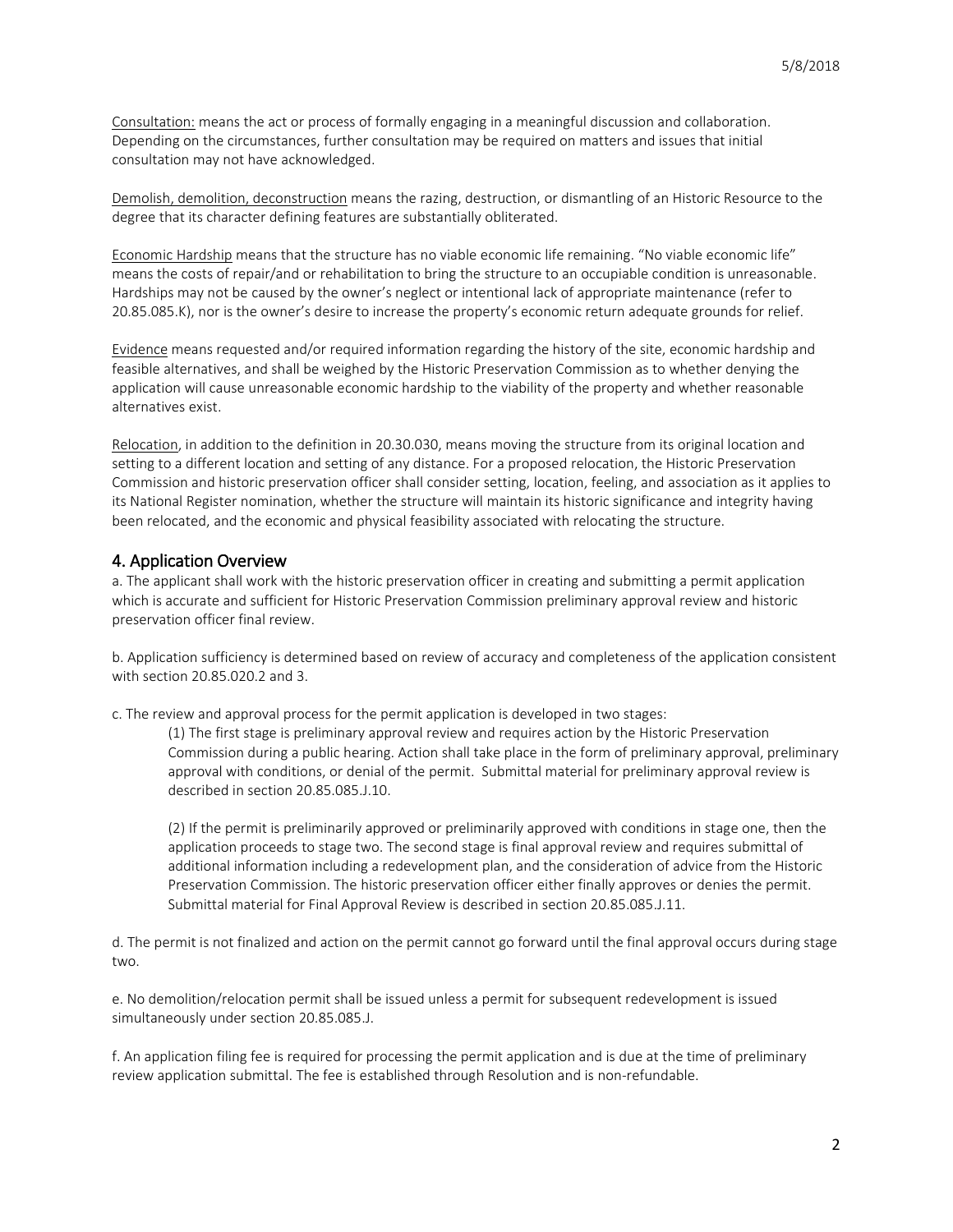Consultation: means the act or process of formally engaging in a meaningful discussion and collaboration. Depending on the circumstances, further consultation may be required on matters and issues that initial consultation may not have acknowledged.

Demolish, demolition, deconstruction means the razing, destruction, or dismantling of an Historic Resource to the degree that its character defining features are substantially obliterated.

Economic Hardship means that the structure has no viable economic life remaining. "No viable economic life" means the costs of repair/and or rehabilitation to bring the structure to an occupiable condition is unreasonable. Hardships may not be caused by the owner's neglect or intentional lack of appropriate maintenance (refer to 20.85.085.K), nor is the owner's desire to increase the property's economic return adequate grounds for relief.

Evidence means requested and/or required information regarding the history of the site, economic hardship and feasible alternatives, and shall be weighed by the Historic Preservation Commission as to whether denying the application will cause unreasonable economic hardship to the viability of the property and whether reasonable alternatives exist.

Relocation, in addition to the definition in 20.30.030, means moving the structure from its original location and setting to a different location and setting of any distance. For a proposed relocation, the Historic Preservation Commission and historic preservation officer shall consider setting, location, feeling, and association as it applies to its National Register nomination, whether the structure will maintain its historic significance and integrity having been relocated, and the economic and physical feasibility associated with relocating the structure.

## 4. Application Overview

a. The applicant shall work with the historic preservation officer in creating and submitting a permit application which is accurate and sufficient for Historic Preservation Commission preliminary approval review and historic preservation officer final review.

b. Application sufficiency is determined based on review of accuracy and completeness of the application consistent with section 20.85.020.2 and 3.

c. The review and approval process for the permit application is developed in two stages:

(1) The first stage is preliminary approval review and requires action by the Historic Preservation Commission during a public hearing. Action shall take place in the form of preliminary approval, preliminary approval with conditions, or denial of the permit. Submittal material for preliminary approval review is described in section 20.85.085.J.10.

(2) If the permit is preliminarily approved or preliminarily approved with conditions in stage one, then the application proceeds to stage two. The second stage is final approval review and requires submittal of additional information including a redevelopment plan, and the consideration of advice from the Historic Preservation Commission. The historic preservation officer either finally approves or denies the permit. Submittal material for Final Approval Review is described in section 20.85.085.J.11.

d. The permit is not finalized and action on the permit cannot go forward until the final approval occurs during stage two.

e. No demolition/relocation permit shall be issued unless a permit for subsequent redevelopment is issued simultaneously under section 20.85.085.J.

f. An application filing fee is required for processing the permit application and is due at the time of preliminary review application submittal. The fee is established through Resolution and is non-refundable.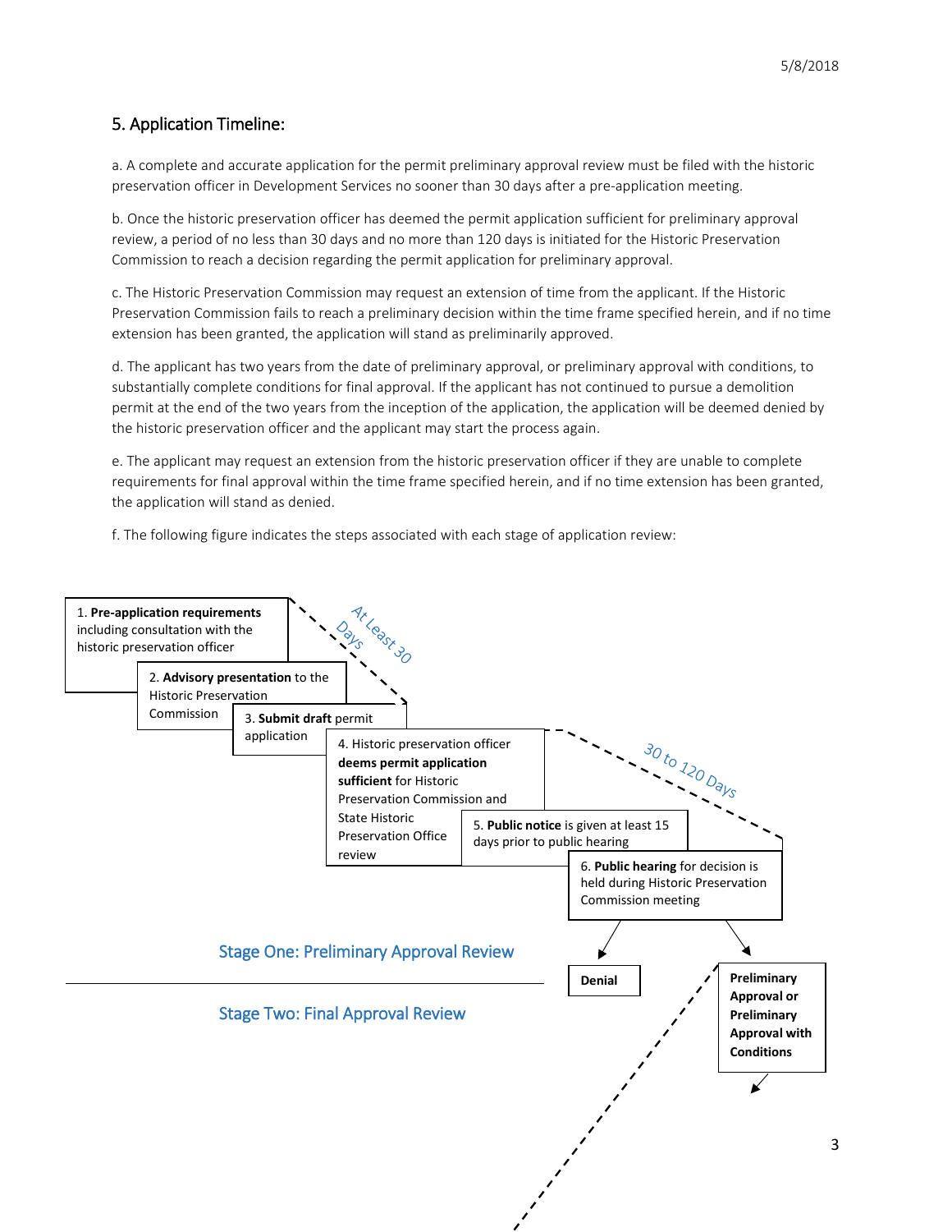## 5. Application Timeline:

a. A complete and accurate application for the permit preliminary approval review must be filed with the historic preservation officer in Development Services no sooner than 30 days after a pre-application meeting.

b. Once the historic preservation officer has deemed the permit application sufficient for preliminary approval review, a period of no less than 30 days and no more than 120 days is initiated for the Historic Preservation Commission to reach a decision regarding the permit application for preliminary approval.

c. The Historic Preservation Commission may request an extension of time from the applicant. If the Historic Preservation Commission fails to reach a preliminary decision within the time frame specified herein, and if no time extension has been granted, the application will stand as preliminarily approved.

d. The applicant has two years from the date of preliminary approval, or preliminary approval with conditions, to substantially complete conditions for final approval. If the applicant has not continued to pursue a demolition permit at the end of the two years from the inception of the application, the application will be deemed denied by the historic preservation officer and the applicant may start the process again.

e. The applicant may request an extension from the historic preservation officer if they are unable to complete requirements for final approval within the time frame specified herein, and if no time extension has been granted, the application will stand as denied.

f. The following figure indicates the steps associated with each stage of application review:

1. **Pre-application requirements** including consultation with the historic preservation officer
2. **Advisory presentation** to the Historic Preservation Commission
3. **Submit draft** permit application

At Least 30 Days

4. Historic preservation officer **deems permit application sufficient** for Historic Preservation Commission and State Historic Preservation Office review
5. **Public notice** is given at least 15 days prior to public hearing
6. **Public hearing** for decision is held during Historic Preservation Commission meeting

30 to 120 Days

**Denial**

**Preliminary Approval or Preliminary Approval with Conditions**

Stage One: Preliminary Approval Review

Stage Two: Final Approval Review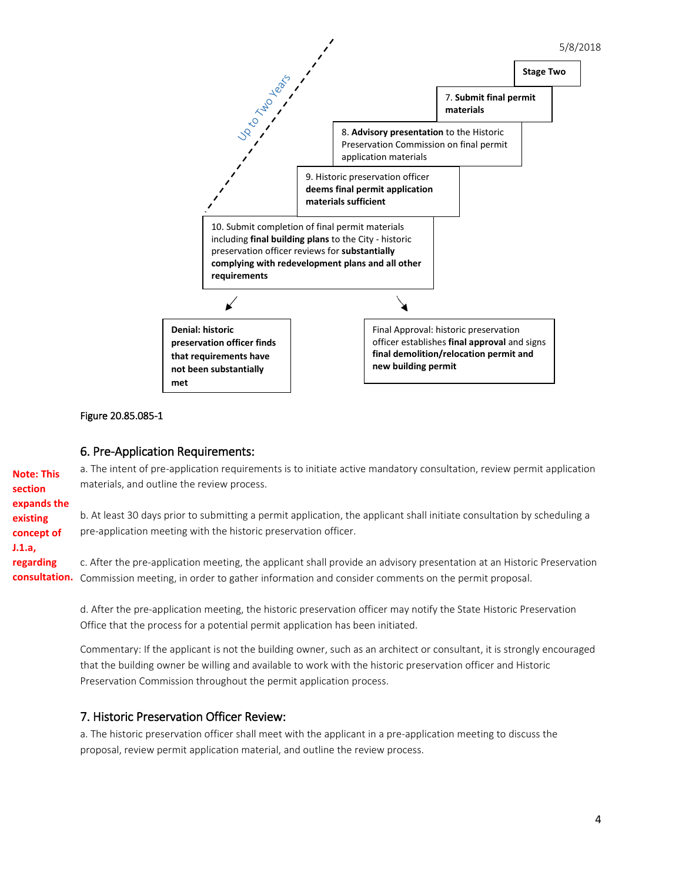5/8/2018

**Stage Two**

Up to Two Years

7. **Submit final permit materials**

8. **Advisory presentation** to the Historic Preservation Commission on final permit application materials

9. Historic preservation officer **deems final permit application materials sufficient**

10. Submit completion of final permit materials including **final building plans** to the City - historic preservation officer reviews for **substantially complying with redevelopment plans and all other requirements**

**Denial: historic preservation officer finds that requirements have not been substantially met**

Final Approval: historic preservation officer establishes **final approval** and signs **final demolition/relocation permit and new building permit**

Figure 20.85.085-1

## 6. Pre-Application Requirements:

**Note: This section expands the existing concept of J.1.a, regarding consultation.**

a. The intent of pre-application requirements is to initiate active mandatory consultation, review permit application materials, and outline the review process.

b. At least 30 days prior to submitting a permit application, the applicant shall initiate consultation by scheduling a pre-application meeting with the historic preservation officer.

c. After the pre-application meeting, the applicant shall provide an advisory presentation at an Historic Preservation Commission meeting, in order to gather information and consider comments on the permit proposal.

d. After the pre-application meeting, the historic preservation officer may notify the State Historic Preservation Office that the process for a potential permit application has been initiated.

Commentary: If the applicant is not the building owner, such as an architect or consultant, it is strongly encouraged that the building owner be willing and available to work with the historic preservation officer and Historic Preservation Commission throughout the permit application process.

## 7. Historic Preservation Officer Review:

a. The historic preservation officer shall meet with the applicant in a pre-application meeting to discuss the proposal, review permit application material, and outline the review process.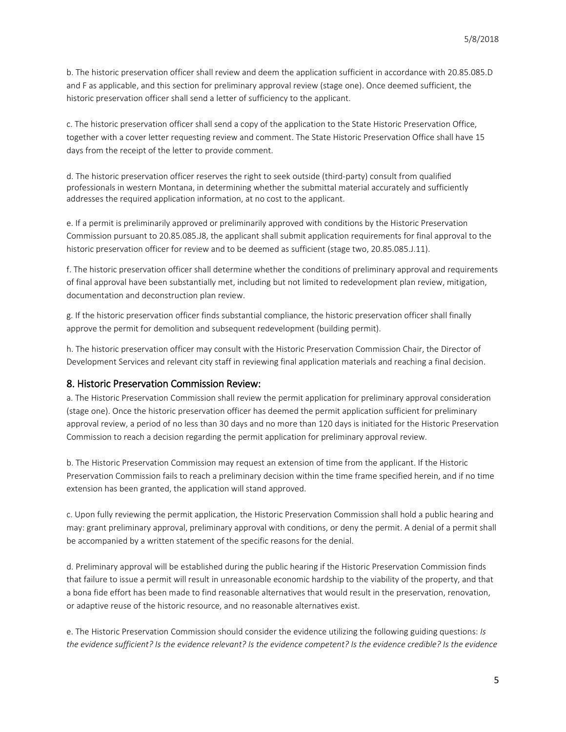b. The historic preservation officer shall review and deem the application sufficient in accordance with 20.85.085.D and F as applicable, and this section for preliminary approval review (stage one). Once deemed sufficient, the historic preservation officer shall send a letter of sufficiency to the applicant.

c. The historic preservation officer shall send a copy of the application to the State Historic Preservation Office, together with a cover letter requesting review and comment. The State Historic Preservation Office shall have 15 days from the receipt of the letter to provide comment.

d. The historic preservation officer reserves the right to seek outside (third-party) consult from qualified professionals in western Montana, in determining whether the submittal material accurately and sufficiently addresses the required application information, at no cost to the applicant.

e. If a permit is preliminarily approved or preliminarily approved with conditions by the Historic Preservation Commission pursuant to 20.85.085.J8, the applicant shall submit application requirements for final approval to the historic preservation officer for review and to be deemed as sufficient (stage two, 20.85.085.J.11).

f. The historic preservation officer shall determine whether the conditions of preliminary approval and requirements of final approval have been substantially met, including but not limited to redevelopment plan review, mitigation, documentation and deconstruction plan review.

g. If the historic preservation officer finds substantial compliance, the historic preservation officer shall finally approve the permit for demolition and subsequent redevelopment (building permit).

h. The historic preservation officer may consult with the Historic Preservation Commission Chair, the Director of Development Services and relevant city staff in reviewing final application materials and reaching a final decision.

## 8. Historic Preservation Commission Review:

a. The Historic Preservation Commission shall review the permit application for preliminary approval consideration (stage one). Once the historic preservation officer has deemed the permit application sufficient for preliminary approval review, a period of no less than 30 days and no more than 120 days is initiated for the Historic Preservation Commission to reach a decision regarding the permit application for preliminary approval review.

b. The Historic Preservation Commission may request an extension of time from the applicant. If the Historic Preservation Commission fails to reach a preliminary decision within the time frame specified herein, and if no time extension has been granted, the application will stand approved.

c. Upon fully reviewing the permit application, the Historic Preservation Commission shall hold a public hearing and may: grant preliminary approval, preliminary approval with conditions, or deny the permit. A denial of a permit shall be accompanied by a written statement of the specific reasons for the denial.

d. Preliminary approval will be established during the public hearing if the Historic Preservation Commission finds that failure to issue a permit will result in unreasonable economic hardship to the viability of the property, and that a bona fide effort has been made to find reasonable alternatives that would result in the preservation, renovation, or adaptive reuse of the historic resource, and no reasonable alternatives exist.

e. The Historic Preservation Commission should consider the evidence utilizing the following guiding questions: *Is the evidence sufficient? Is the evidence relevant? Is the evidence competent? Is the evidence credible? Is the evidence*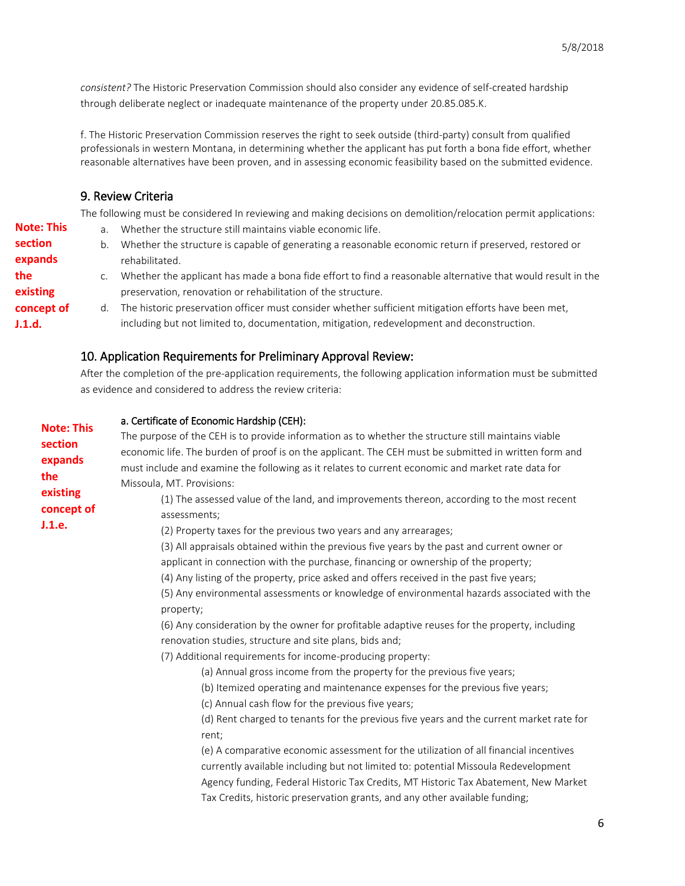*consistent?* The Historic Preservation Commission should also consider any evidence of self-created hardship through deliberate neglect or inadequate maintenance of the property under 20.85.085.K.

f. The Historic Preservation Commission reserves the right to seek outside (third-party) consult from qualified professionals in western Montana, in determining whether the applicant has put forth a bona fide effort, whether reasonable alternatives have been proven, and in assessing economic feasibility based on the submitted evidence.

## 9. Review Criteria

The following must be considered In reviewing and making decisions on demolition/relocation permit applications:

**Note: This section expands the existing concept of J.1.d.**

a. Whether the structure still maintains viable economic life.
b. Whether the structure is capable of generating a reasonable economic return if preserved, restored or rehabilitated.
c. Whether the applicant has made a bona fide effort to find a reasonable alternative that would result in the preservation, renovation or rehabilitation of the structure.
d. The historic preservation officer must consider whether sufficient mitigation efforts have been met, including but not limited to, documentation, mitigation, redevelopment and deconstruction.

## 10. Application Requirements for Preliminary Approval Review:

After the completion of the pre-application requirements, the following application information must be submitted as evidence and considered to address the review criteria:

**Note: This section expands the existing concept of J.1.e.**

a. Certificate of Economic Hardship (CEH):

The purpose of the CEH is to provide information as to whether the structure still maintains viable economic life. The burden of proof is on the applicant. The CEH must be submitted in written form and must include and examine the following as it relates to current economic and market rate data for Missoula, MT. Provisions:

(1) The assessed value of the land, and improvements thereon, according to the most recent assessments;
(2) Property taxes for the previous two years and any arrearages;
(3) All appraisals obtained within the previous five years by the past and current owner or applicant in connection with the purchase, financing or ownership of the property;
(4) Any listing of the property, price asked and offers received in the past five years;
(5) Any environmental assessments or knowledge of environmental hazards associated with the property;
(6) Any consideration by the owner for profitable adaptive reuses for the property, including renovation studies, structure and site plans, bids and;
(7) Additional requirements for income-producing property:
   (a) Annual gross income from the property for the previous five years;
   (b) Itemized operating and maintenance expenses for the previous five years;
   (c) Annual cash flow for the previous five years;
   (d) Rent charged to tenants for the previous five years and the current market rate for rent;
   (e) A comparative economic assessment for the utilization of all financial incentives currently available including but not limited to: potential Missoula Redevelopment Agency funding, Federal Historic Tax Credits, MT Historic Tax Abatement, New Market Tax Credits, historic preservation grants, and any other available funding;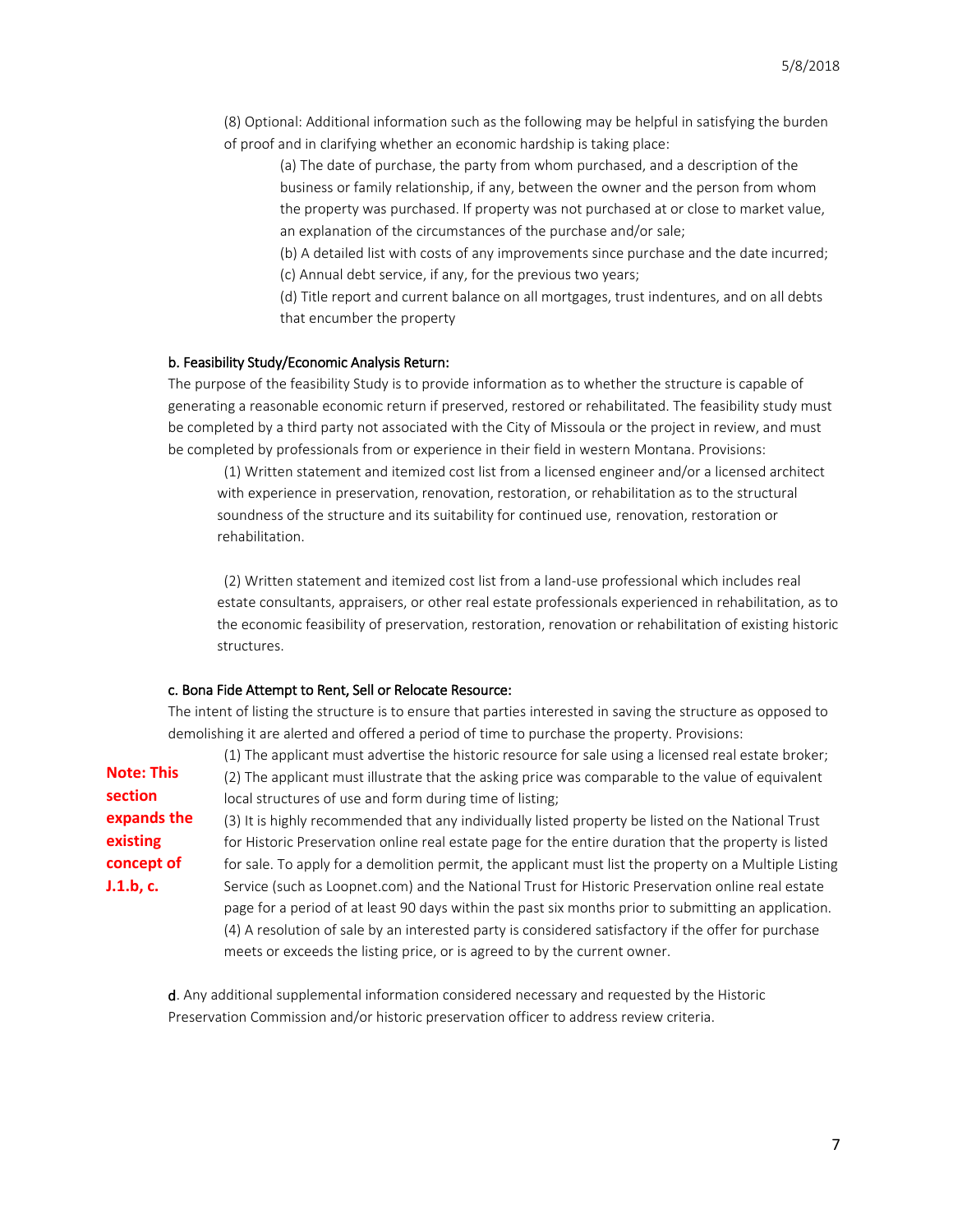(8) Optional: Additional information such as the following may be helpful in satisfying the burden of proof and in clarifying whether an economic hardship is taking place:

(a) The date of purchase, the party from whom purchased, and a description of the business or family relationship, if any, between the owner and the person from whom the property was purchased. If property was not purchased at or close to market value, an explanation of the circumstances of the purchase and/or sale;

(b) A detailed list with costs of any improvements since purchase and the date incurred;

(c) Annual debt service, if any, for the previous two years;

(d) Title report and current balance on all mortgages, trust indentures, and on all debts that encumber the property

**b. Feasibility Study/Economic Analysis Return:**

The purpose of the feasibility Study is to provide information as to whether the structure is capable of generating a reasonable economic return if preserved, restored or rehabilitated. The feasibility study must be completed by a third party not associated with the City of Missoula or the project in review, and must be completed by professionals from or experience in their field in western Montana. Provisions:

(1) Written statement and itemized cost list from a licensed engineer and/or a licensed architect with experience in preservation, renovation, restoration, or rehabilitation as to the structural soundness of the structure and its suitability for continued use, renovation, restoration or rehabilitation.

(2) Written statement and itemized cost list from a land-use professional which includes real estate consultants, appraisers, or other real estate professionals experienced in rehabilitation, as to the economic feasibility of preservation, restoration, renovation or rehabilitation of existing historic structures.

**c. Bona Fide Attempt to Rent, Sell or Relocate Resource:**

The intent of listing the structure is to ensure that parties interested in saving the structure as opposed to demolishing it are alerted and offered a period of time to purchase the property. Provisions:

**Note: This section expands the existing concept of J.1.b, c.**

(1) The applicant must advertise the historic resource for sale using a licensed real estate broker;

(2) The applicant must illustrate that the asking price was comparable to the value of equivalent local structures of use and form during time of listing;

(3) It is highly recommended that any individually listed property be listed on the National Trust for Historic Preservation online real estate page for the entire duration that the property is listed for sale. To apply for a demolition permit, the applicant must list the property on a Multiple Listing Service (such as Loopnet.com) and the National Trust for Historic Preservation online real estate page for a period of at least 90 days within the past six months prior to submitting an application.

(4) A resolution of sale by an interested party is considered satisfactory if the offer for purchase meets or exceeds the listing price, or is agreed to by the current owner.

**d**. Any additional supplemental information considered necessary and requested by the Historic Preservation Commission and/or historic preservation officer to address review criteria.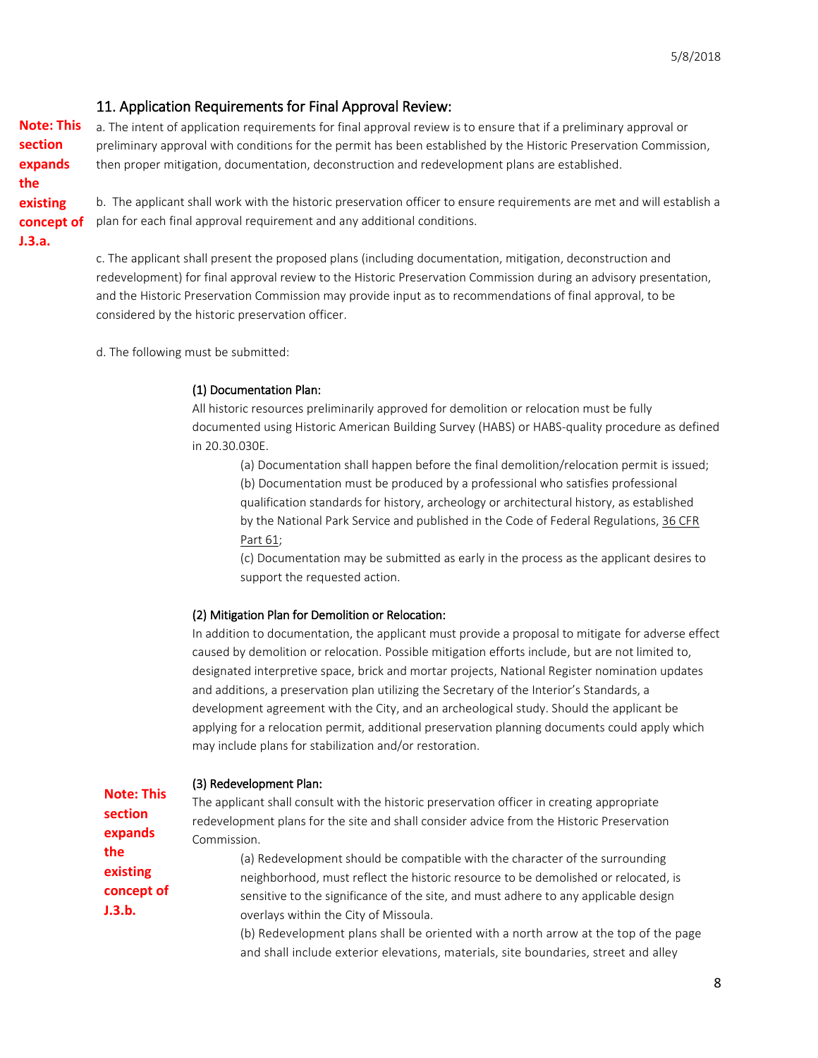## 11. Application Requirements for Final Approval Review:

**Note: This section expands the existing concept of J.3.a.**

a. The intent of application requirements for final approval review is to ensure that if a preliminary approval or preliminary approval with conditions for the permit has been established by the Historic Preservation Commission, then proper mitigation, documentation, deconstruction and redevelopment plans are established.

b. The applicant shall work with the historic preservation officer to ensure requirements are met and will establish a plan for each final approval requirement and any additional conditions.

c. The applicant shall present the proposed plans (including documentation, mitigation, deconstruction and redevelopment) for final approval review to the Historic Preservation Commission during an advisory presentation, and the Historic Preservation Commission may provide input as to recommendations of final approval, to be considered by the historic preservation officer.

d. The following must be submitted:

(1) Documentation Plan:

All historic resources preliminarily approved for demolition or relocation must be fully documented using Historic American Building Survey (HABS) or HABS-quality procedure as defined in 20.30.030E.

(a) Documentation shall happen before the final demolition/relocation permit is issued;

(b) Documentation must be produced by a professional who satisfies professional qualification standards for history, archeology or architectural history, as established by the National Park Service and published in the Code of Federal Regulations, 36 CFR Part 61;

(c) Documentation may be submitted as early in the process as the applicant desires to support the requested action.

(2) Mitigation Plan for Demolition or Relocation:

In addition to documentation, the applicant must provide a proposal to mitigate for adverse effect caused by demolition or relocation. Possible mitigation efforts include, but are not limited to, designated interpretive space, brick and mortar projects, National Register nomination updates and additions, a preservation plan utilizing the Secretary of the Interior's Standards, a development agreement with the City, and an archeological study. Should the applicant be applying for a relocation permit, additional preservation planning documents could apply which may include plans for stabilization and/or restoration.

**Note: This section expands the existing concept of J.3.b.**

(3) Redevelopment Plan:

The applicant shall consult with the historic preservation officer in creating appropriate redevelopment plans for the site and shall consider advice from the Historic Preservation Commission.

(a) Redevelopment should be compatible with the character of the surrounding neighborhood, must reflect the historic resource to be demolished or relocated, is sensitive to the significance of the site, and must adhere to any applicable design overlays within the City of Missoula.

(b) Redevelopment plans shall be oriented with a north arrow at the top of the page and shall include exterior elevations, materials, site boundaries, street and alley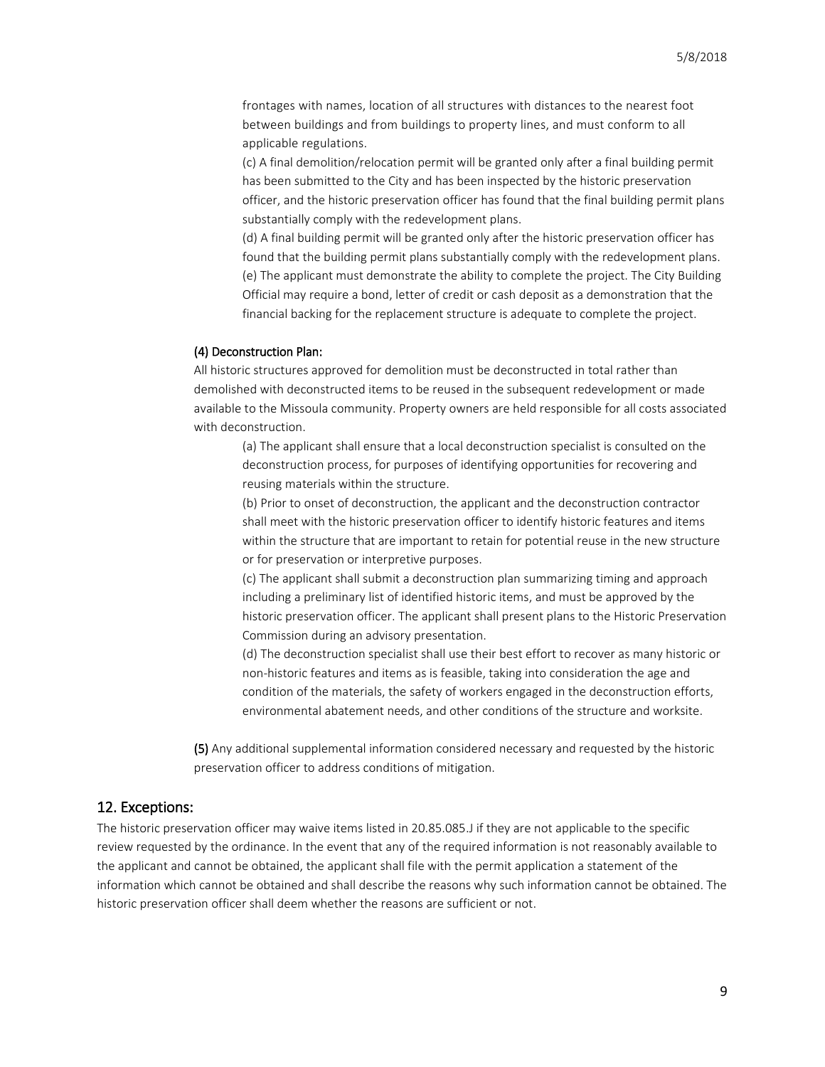frontages with names, location of all structures with distances to the nearest foot between buildings and from buildings to property lines, and must conform to all applicable regulations.

(c) A final demolition/relocation permit will be granted only after a final building permit has been submitted to the City and has been inspected by the historic preservation officer, and the historic preservation officer has found that the final building permit plans substantially comply with the redevelopment plans.

(d) A final building permit will be granted only after the historic preservation officer has found that the building permit plans substantially comply with the redevelopment plans.

(e) The applicant must demonstrate the ability to complete the project. The City Building Official may require a bond, letter of credit or cash deposit as a demonstration that the financial backing for the replacement structure is adequate to complete the project.

(4) Deconstruction Plan:

All historic structures approved for demolition must be deconstructed in total rather than demolished with deconstructed items to be reused in the subsequent redevelopment or made available to the Missoula community. Property owners are held responsible for all costs associated with deconstruction.

(a) The applicant shall ensure that a local deconstruction specialist is consulted on the deconstruction process, for purposes of identifying opportunities for recovering and reusing materials within the structure.

(b) Prior to onset of deconstruction, the applicant and the deconstruction contractor shall meet with the historic preservation officer to identify historic features and items within the structure that are important to retain for potential reuse in the new structure or for preservation or interpretive purposes.

(c) The applicant shall submit a deconstruction plan summarizing timing and approach including a preliminary list of identified historic items, and must be approved by the historic preservation officer. The applicant shall present plans to the Historic Preservation Commission during an advisory presentation.

(d) The deconstruction specialist shall use their best effort to recover as many historic or non-historic features and items as is feasible, taking into consideration the age and condition of the materials, the safety of workers engaged in the deconstruction efforts, environmental abatement needs, and other conditions of the structure and worksite.

(5) Any additional supplemental information considered necessary and requested by the historic preservation officer to address conditions of mitigation.

## 12. Exceptions:

The historic preservation officer may waive items listed in 20.85.085.J if they are not applicable to the specific review requested by the ordinance. In the event that any of the required information is not reasonably available to the applicant and cannot be obtained, the applicant shall file with the permit application a statement of the information which cannot be obtained and shall describe the reasons why such information cannot be obtained. The historic preservation officer shall deem whether the reasons are sufficient or not.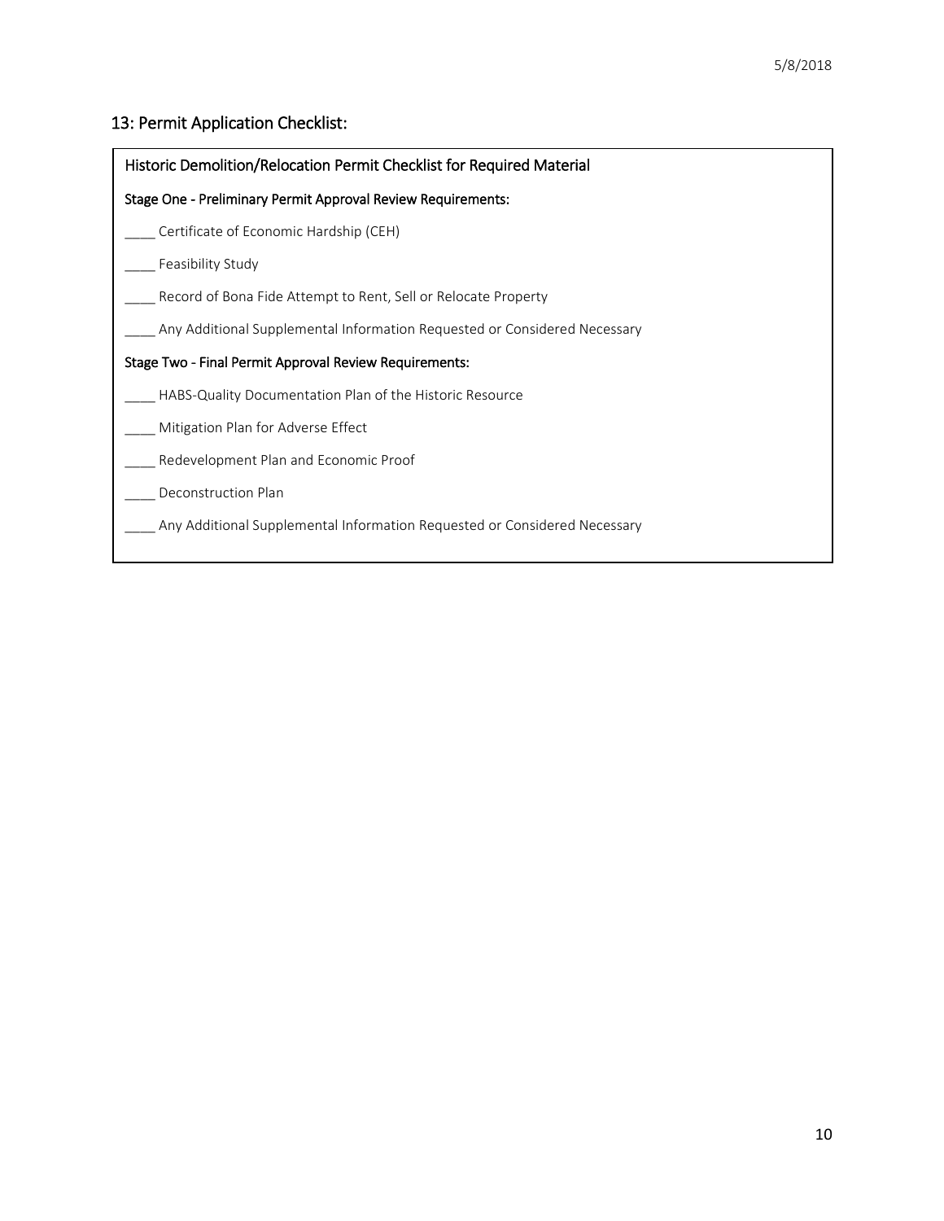## 13: Permit Application Checklist:

**Historic Demolition/Relocation Permit Checklist for Required Material**

**Stage One - Preliminary Permit Approval Review Requirements:**

____ Certificate of Economic Hardship (CEH)

____ Feasibility Study

____ Record of Bona Fide Attempt to Rent, Sell or Relocate Property

____ Any Additional Supplemental Information Requested or Considered Necessary

**Stage Two - Final Permit Approval Review Requirements:**

____ HABS-Quality Documentation Plan of the Historic Resource

____ Mitigation Plan for Adverse Effect

____ Redevelopment Plan and Economic Proof

____ Deconstruction Plan

____ Any Additional Supplemental Information Requested or Considered Necessary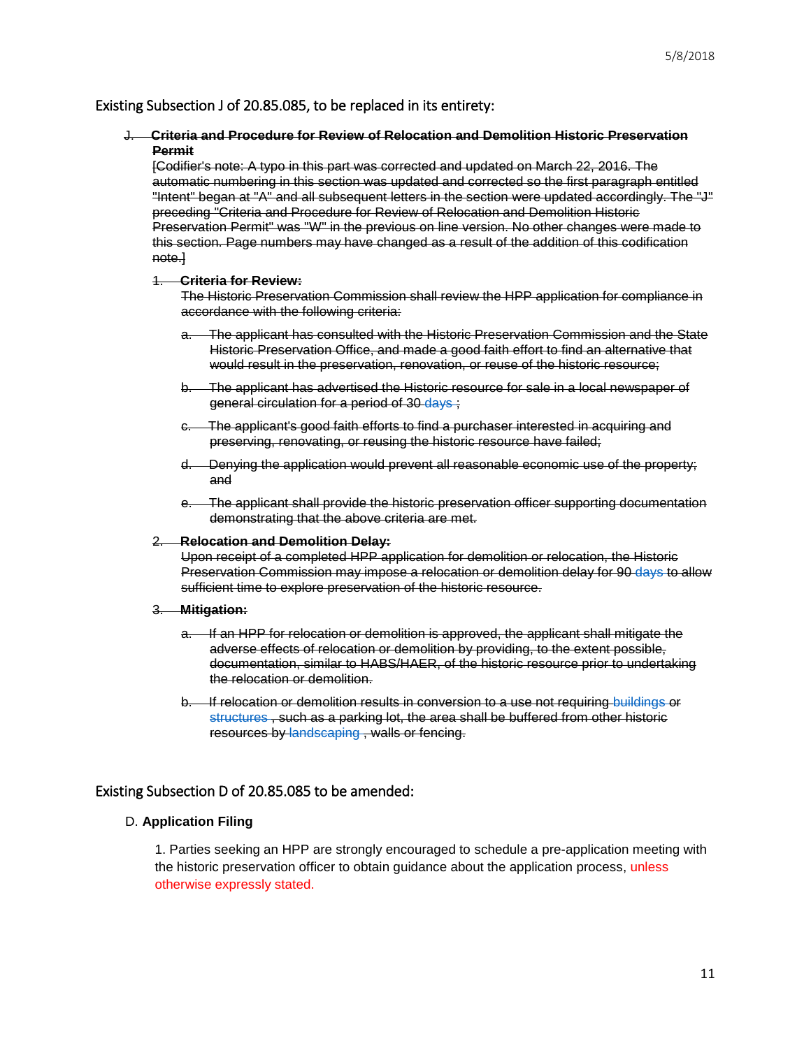Existing Subsection J of 20.85.085, to be replaced in its entirety:

~~J. **Criteria and Procedure for Review of Relocation and Demolition Historic Preservation Permit**~~
~~[Codifier's note: A typo in this part was corrected and updated on March 22, 2016. The automatic numbering in this section was updated and corrected so the first paragraph entitled "Intent" began at "A" and all subsequent letters in the section were updated accordingly. The "J" preceding "Criteria and Procedure for Review of Relocation and Demolition Historic Preservation Permit" was "W" in the previous on line version. No other changes were made to this section. Page numbers may have changed as a result of the addition of this codification note.]~~

~~1. **Criteria for Review:**~~
~~The Historic Preservation Commission shall review the HPP application for compliance in accordance with the following criteria:~~

~~a. The applicant has consulted with the Historic Preservation Commission and the State Historic Preservation Office, and made a good faith effort to find an alternative that would result in the preservation, renovation, or reuse of the historic resource;~~

~~b. The applicant has advertised the Historic resource for sale in a local newspaper of general circulation for a period of 30 days ;~~

~~c. The applicant's good faith efforts to find a purchaser interested in acquiring and preserving, renovating, or reusing the historic resource have failed;~~

~~d. Denying the application would prevent all reasonable economic use of the property; and~~

~~e. The applicant shall provide the historic preservation officer supporting documentation demonstrating that the above criteria are met.~~

~~2. **Relocation and Demolition Delay:**~~
~~Upon receipt of a completed HPP application for demolition or relocation, the Historic Preservation Commission may impose a relocation or demolition delay for 90 days to allow sufficient time to explore preservation of the historic resource.~~

~~3. **Mitigation:**~~

~~a. If an HPP for relocation or demolition is approved, the applicant shall mitigate the adverse effects of relocation or demolition by providing, to the extent possible, documentation, similar to HABS/HAER, of the historic resource prior to undertaking the relocation or demolition.~~

~~b. If relocation or demolition results in conversion to a use not requiring buildings or structures , such as a parking lot, the area shall be buffered from other historic resources by landscaping , walls or fencing.~~

Existing Subsection D of 20.85.085 to be amended:

D. **Application Filing**

1. Parties seeking an HPP are strongly encouraged to schedule a pre-application meeting with the historic preservation officer to obtain guidance about the application process, unless otherwise expressly stated.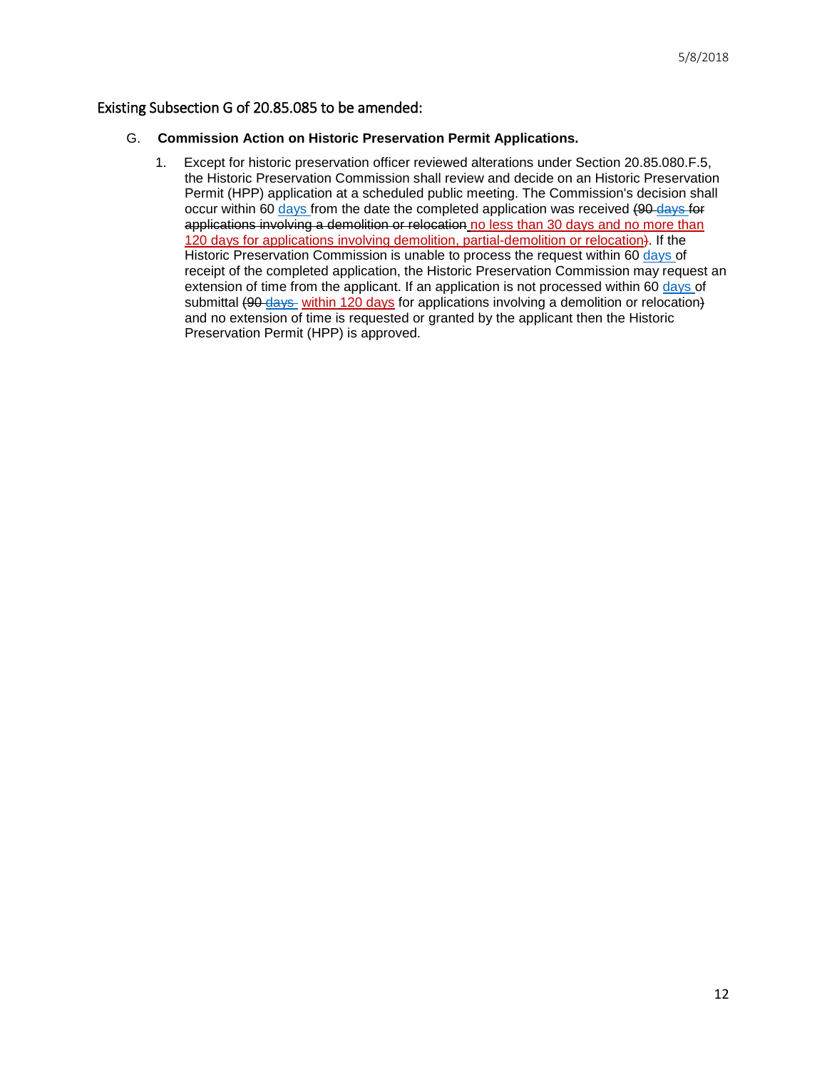## Existing Subsection G of 20.85.085 to be amended:

G. **Commission Action on Historic Preservation Permit Applications.**

1. Except for historic preservation officer reviewed alterations under Section 20.85.080.F.5, the Historic Preservation Commission shall review and decide on an Historic Preservation Permit (HPP) application at a scheduled public meeting. The Commission's decision shall occur within 60 <u>days</u> from the date the completed application was received ~~(90 days for applications involving a demolition or relocation~~ <u>no less than 30 days and no more than 120 days for applications involving demolition, partial-demolition or relocation</u>~~)~~. If the Historic Preservation Commission is unable to process the request within 60 <u>days</u> of receipt of the completed application, the Historic Preservation Commission may request an extension of time from the applicant. If an application is not processed within 60 <u>days</u> of submittal ~~(90 days~~ <u>within 120 days</u> for applications involving a demolition or relocation~~)~~ and no extension of time is requested or granted by the applicant then the Historic Preservation Permit (HPP) is approved.